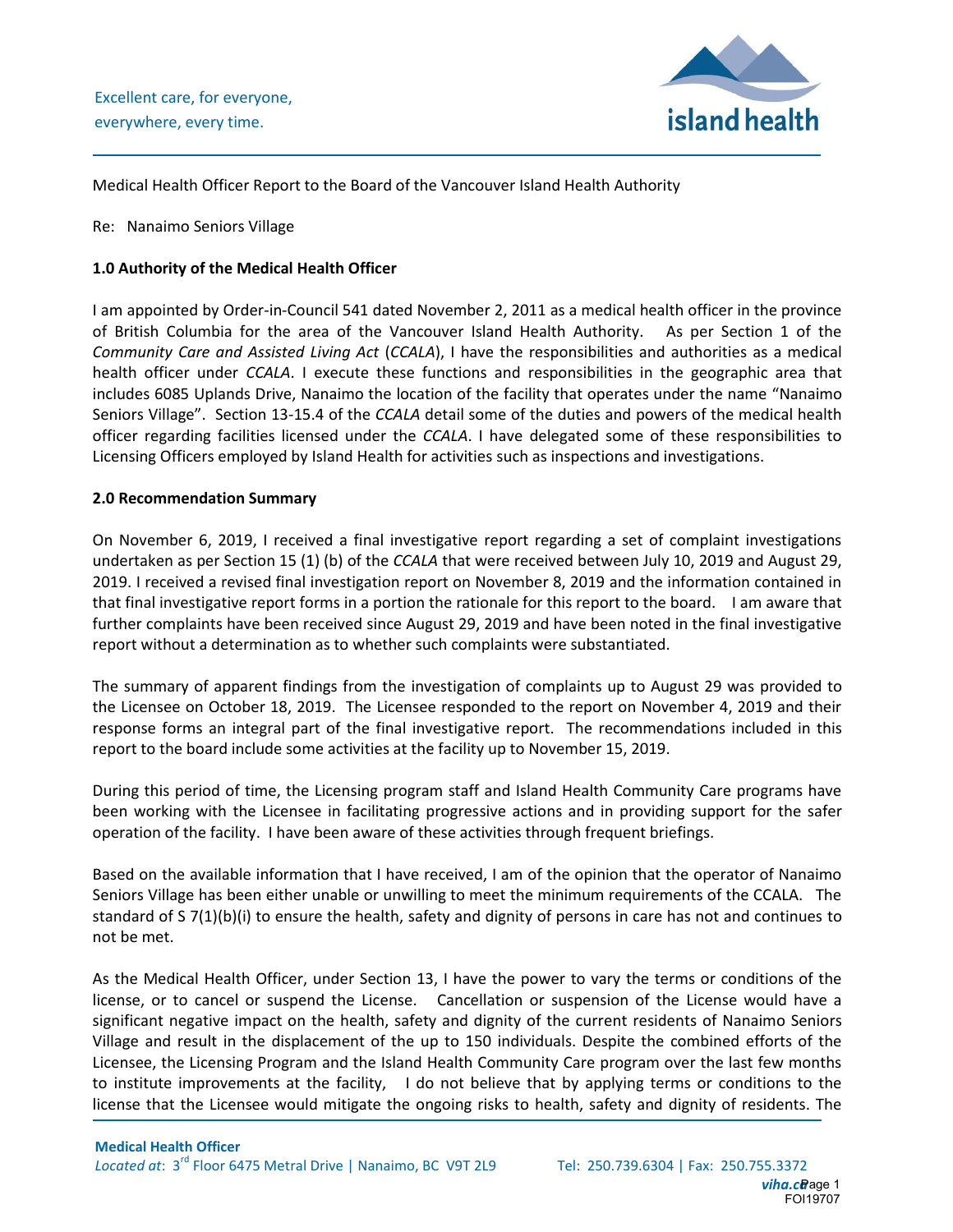Excellent care, for everyone, everywhere, every time.

Medical Health Officer Report to the Board of the Vancouver Island Health Authority

Re: Nanaimo Seniors Village

**1.0 Authority of the Medical Health Officer**

I am appointed by Order-in-Council 541 dated November 2, 2011 as a medical health officer in the province of British Columbia for the area of the Vancouver Island Health Authority. As per Section 1 of the *Community Care and Assisted Living Act* (*CCALA*), I have the responsibilities and authorities as a medical health officer under *CCALA*. I execute these functions and responsibilities in the geographic area that includes 6085 Uplands Drive, Nanaimo the location of the facility that operates under the name "Nanaimo Seniors Village". Section 13-15.4 of the *CCALA* detail some of the duties and powers of the medical health officer regarding facilities licensed under the *CCALA*. I have delegated some of these responsibilities to Licensing Officers employed by Island Health for activities such as inspections and investigations.

**2.0 Recommendation Summary**

On November 6, 2019, I received a final investigative report regarding a set of complaint investigations undertaken as per Section 15 (1) (b) of the *CCALA* that were received between July 10, 2019 and August 29, 2019. I received a revised final investigation report on November 8, 2019 and the information contained in that final investigative report forms in a portion the rationale for this report to the board. I am aware that further complaints have been received since August 29, 2019 and have been noted in the final investigative report without a determination as to whether such complaints were substantiated.

The summary of apparent findings from the investigation of complaints up to August 29 was provided to the Licensee on October 18, 2019. The Licensee responded to the report on November 4, 2019 and their response forms an integral part of the final investigative report. The recommendations included in this report to the board include some activities at the facility up to November 15, 2019.

During this period of time, the Licensing program staff and Island Health Community Care programs have been working with the Licensee in facilitating progressive actions and in providing support for the safer operation of the facility. I have been aware of these activities through frequent briefings.

Based on the available information that I have received, I am of the opinion that the operator of Nanaimo Seniors Village has been either unable or unwilling to meet the minimum requirements of the CCALA. The standard of S 7(1)(b)(i) to ensure the health, safety and dignity of persons in care has not and continues to not be met.

As the Medical Health Officer, under Section 13, I have the power to vary the terms or conditions of the license, or to cancel or suspend the License. Cancellation or suspension of the License would have a significant negative impact on the health, safety and dignity of the current residents of Nanaimo Seniors Village and result in the displacement of the up to 150 individuals. Despite the combined efforts of the Licensee, the Licensing Program and the Island Health Community Care program over the last few months to institute improvements at the facility, I do not believe that by applying terms or conditions to the license that the Licensee would mitigate the ongoing risks to health, safety and dignity of residents. The

**Medical Health Officer**
*Located at*: 3rd Floor 6475 Metral Drive | Nanaimo, BC V9T 2L9 Tel: 250.739.6304 | Fax: 250.755.3372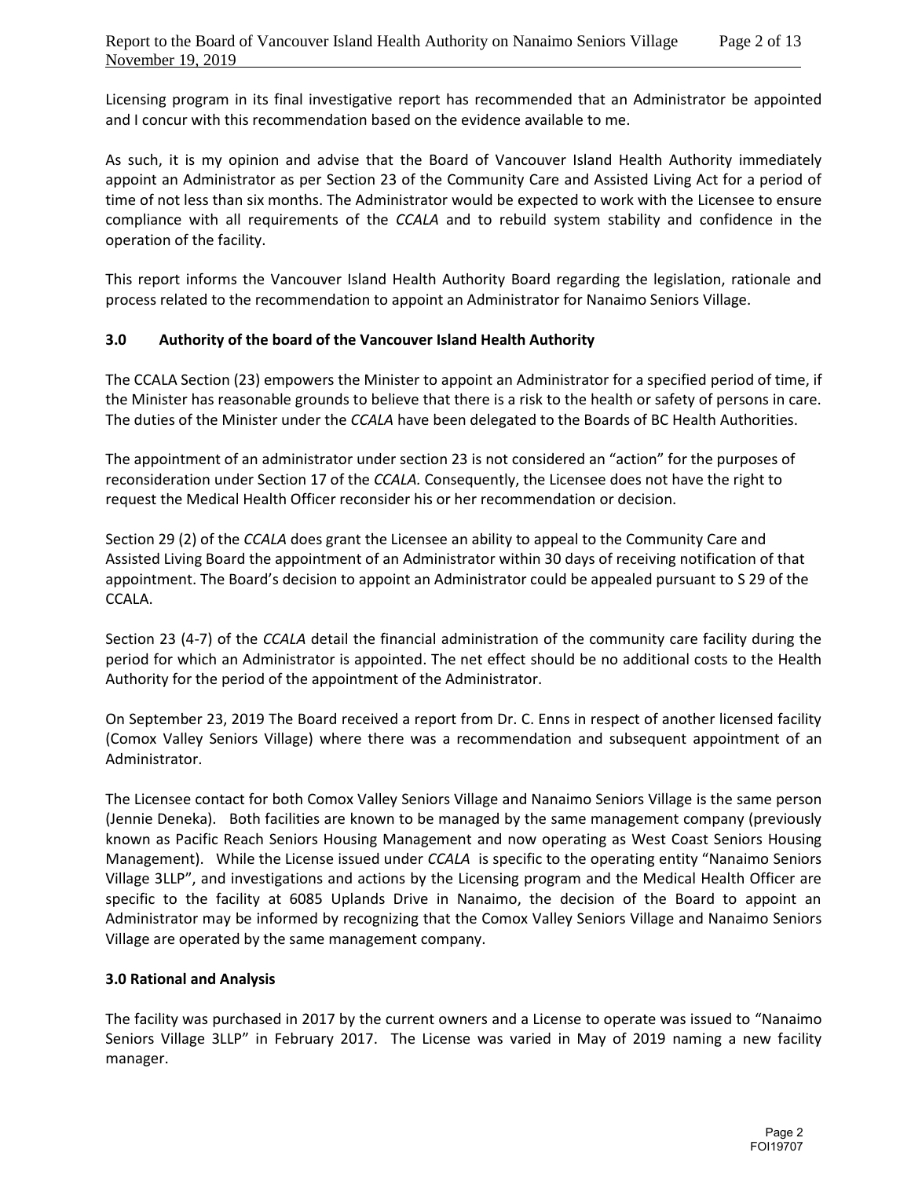Licensing program in its final investigative report has recommended that an Administrator be appointed and I concur with this recommendation based on the evidence available to me.

As such, it is my opinion and advise that the Board of Vancouver Island Health Authority immediately appoint an Administrator as per Section 23 of the Community Care and Assisted Living Act for a period of time of not less than six months. The Administrator would be expected to work with the Licensee to ensure compliance with all requirements of the *CCALA* and to rebuild system stability and confidence in the operation of the facility.

This report informs the Vancouver Island Health Authority Board regarding the legislation, rationale and process related to the recommendation to appoint an Administrator for Nanaimo Seniors Village.

### 3.0 Authority of the board of the Vancouver Island Health Authority

The CCALA Section (23) empowers the Minister to appoint an Administrator for a specified period of time, if the Minister has reasonable grounds to believe that there is a risk to the health or safety of persons in care. The duties of the Minister under the *CCALA* have been delegated to the Boards of BC Health Authorities.

The appointment of an administrator under section 23 is not considered an "action" for the purposes of reconsideration under Section 17 of the *CCALA.* Consequently, the Licensee does not have the right to request the Medical Health Officer reconsider his or her recommendation or decision.

Section 29 (2) of the *CCALA* does grant the Licensee an ability to appeal to the Community Care and Assisted Living Board the appointment of an Administrator within 30 days of receiving notification of that appointment. The Board's decision to appoint an Administrator could be appealed pursuant to S 29 of the CCALA.

Section 23 (4-7) of the *CCALA* detail the financial administration of the community care facility during the period for which an Administrator is appointed. The net effect should be no additional costs to the Health Authority for the period of the appointment of the Administrator.

On September 23, 2019 The Board received a report from Dr. C. Enns in respect of another licensed facility (Comox Valley Seniors Village) where there was a recommendation and subsequent appointment of an Administrator.

The Licensee contact for both Comox Valley Seniors Village and Nanaimo Seniors Village is the same person (Jennie Deneka). Both facilities are known to be managed by the same management company (previously known as Pacific Reach Seniors Housing Management and now operating as West Coast Seniors Housing Management). While the License issued under *CCALA* is specific to the operating entity "Nanaimo Seniors Village 3LLP", and investigations and actions by the Licensing program and the Medical Health Officer are specific to the facility at 6085 Uplands Drive in Nanaimo, the decision of the Board to appoint an Administrator may be informed by recognizing that the Comox Valley Seniors Village and Nanaimo Seniors Village are operated by the same management company.

### 3.0 Rational and Analysis

The facility was purchased in 2017 by the current owners and a License to operate was issued to "Nanaimo Seniors Village 3LLP" in February 2017. The License was varied in May of 2019 naming a new facility manager.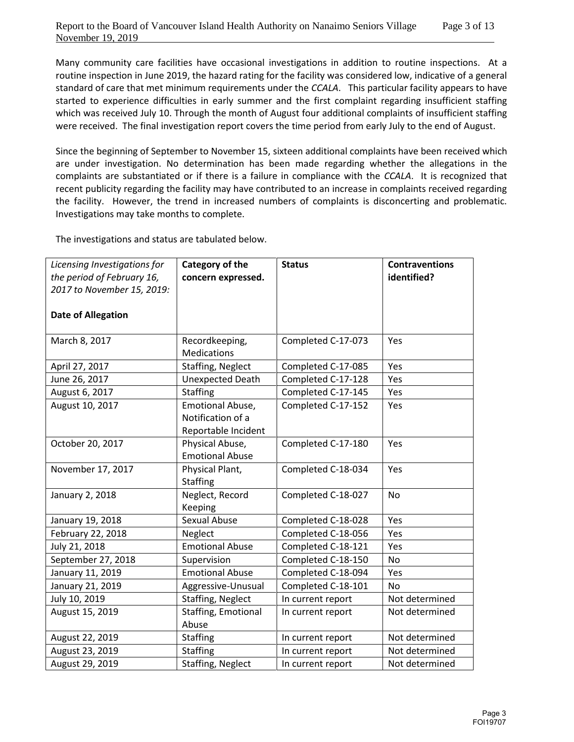Many community care facilities have occasional investigations in addition to routine inspections. At a routine inspection in June 2019, the hazard rating for the facility was considered low, indicative of a general standard of care that met minimum requirements under the *CCALA*. This particular facility appears to have started to experience difficulties in early summer and the first complaint regarding insufficient staffing which was received July 10. Through the month of August four additional complaints of insufficient staffing were received. The final investigation report covers the time period from early July to the end of August.

Since the beginning of September to November 15, sixteen additional complaints have been received which are under investigation. No determination has been made regarding whether the allegations in the complaints are substantiated or if there is a failure in compliance with the *CCALA*. It is recognized that recent publicity regarding the facility may have contributed to an increase in complaints received regarding the facility. However, the trend in increased numbers of complaints is disconcerting and problematic. Investigations may take months to complete.

The investigations and status are tabulated below.

| *Licensing Investigations for the period of February 16, 2017 to November 15, 2019:* **Date of Allegation** | **Category of the concern expressed.** | **Status** | **Contraventions identified?** |
|---|---|---|---|
| March 8, 2017 | Recordkeeping, Medications | Completed C-17-073 | Yes |
| April 27, 2017 | Staffing, Neglect | Completed C-17-085 | Yes |
| June 26, 2017 | Unexpected Death | Completed C-17-128 | Yes |
| August 6, 2017 | Staffing | Completed C-17-145 | Yes |
| August 10, 2017 | Emotional Abuse, Notification of a Reportable Incident | Completed C-17-152 | Yes |
| October 20, 2017 | Physical Abuse, Emotional Abuse | Completed C-17-180 | Yes |
| November 17, 2017 | Physical Plant, Staffing | Completed C-18-034 | Yes |
| January 2, 2018 | Neglect, Record Keeping | Completed C-18-027 | No |
| January 19, 2018 | Sexual Abuse | Completed C-18-028 | Yes |
| February 22, 2018 | Neglect | Completed C-18-056 | Yes |
| July 21, 2018 | Emotional Abuse | Completed C-18-121 | Yes |
| September 27, 2018 | Supervision | Completed C-18-150 | No |
| January 11, 2019 | Emotional Abuse | Completed C-18-094 | Yes |
| January 21, 2019 | Aggressive-Unusual | Completed C-18-101 | No |
| July 10, 2019 | Staffing, Neglect | In current report | Not determined |
| August 15, 2019 | Staffing, Emotional Abuse | In current report | Not determined |
| August 22, 2019 | Staffing | In current report | Not determined |
| August 23, 2019 | Staffing | In current report | Not determined |
| August 29, 2019 | Staffing, Neglect | In current report | Not determined |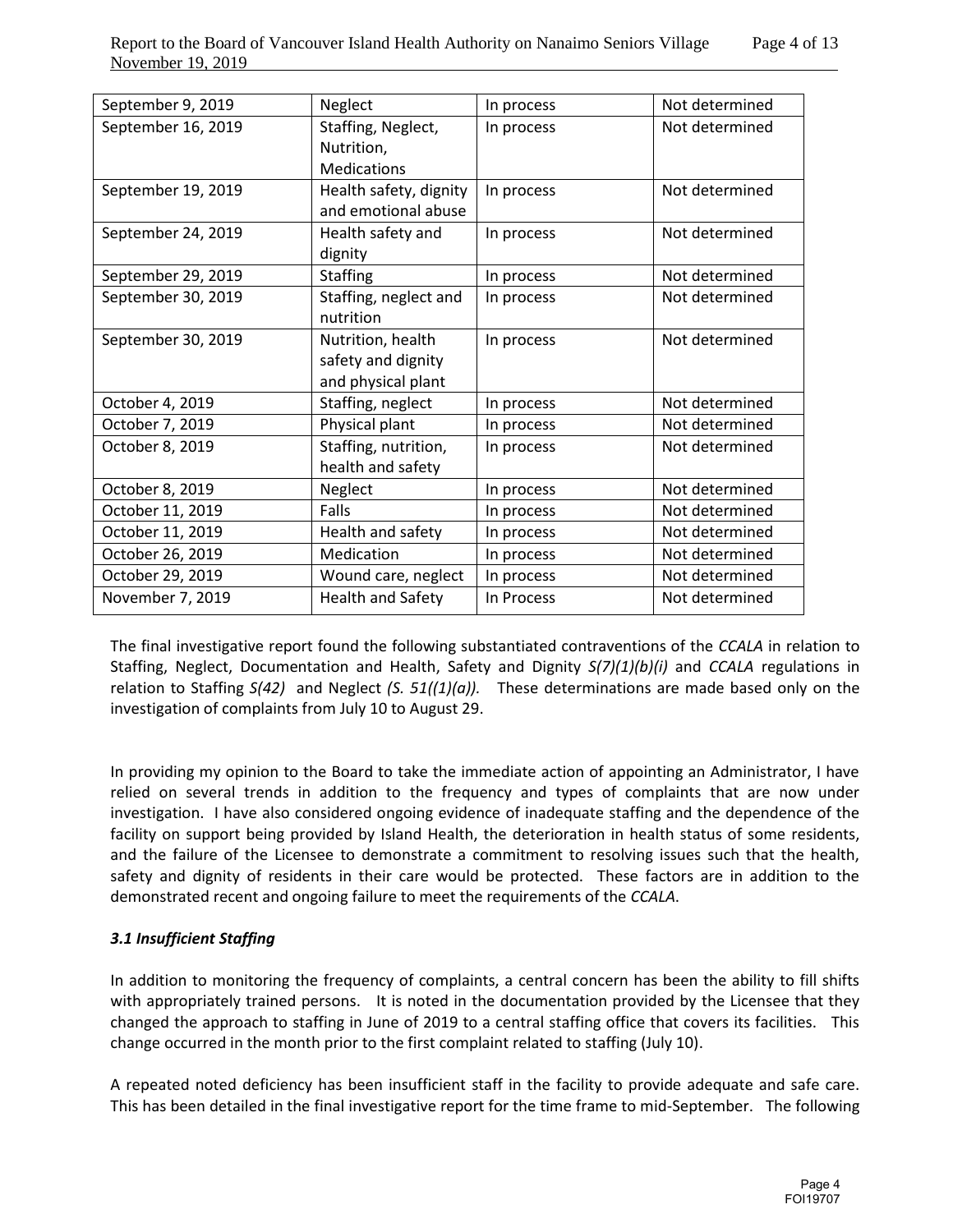| September 9, 2019 | Neglect | In process | Not determined |
|---|---|---|---|
| September 16, 2019 | Staffing, Neglect, Nutrition, Medications | In process | Not determined |
| September 19, 2019 | Health safety, dignity and emotional abuse | In process | Not determined |
| September 24, 2019 | Health safety and dignity | In process | Not determined |
| September 29, 2019 | Staffing | In process | Not determined |
| September 30, 2019 | Staffing, neglect and nutrition | In process | Not determined |
| September 30, 2019 | Nutrition, health safety and dignity and physical plant | In process | Not determined |
| October 4, 2019 | Staffing, neglect | In process | Not determined |
| October 7, 2019 | Physical plant | In process | Not determined |
| October 8, 2019 | Staffing, nutrition, health and safety | In process | Not determined |
| October 8, 2019 | Neglect | In process | Not determined |
| October 11, 2019 | Falls | In process | Not determined |
| October 11, 2019 | Health and safety | In process | Not determined |
| October 26, 2019 | Medication | In process | Not determined |
| October 29, 2019 | Wound care, neglect | In process | Not determined |
| November 7, 2019 | Health and Safety | In Process | Not determined |

The final investigative report found the following substantiated contraventions of the *CCALA* in relation to Staffing, Neglect, Documentation and Health, Safety and Dignity *S(7)(1)(b)(i)* and *CCALA* regulations in relation to Staffing *S(42)* and Neglect *(S. 51((1)(a)).* These determinations are made based only on the investigation of complaints from July 10 to August 29.

In providing my opinion to the Board to take the immediate action of appointing an Administrator, I have relied on several trends in addition to the frequency and types of complaints that are now under investigation. I have also considered ongoing evidence of inadequate staffing and the dependence of the facility on support being provided by Island Health, the deterioration in health status of some residents, and the failure of the Licensee to demonstrate a commitment to resolving issues such that the health, safety and dignity of residents in their care would be protected. These factors are in addition to the demonstrated recent and ongoing failure to meet the requirements of the *CCALA*.

### *3.1 Insufficient Staffing*

In addition to monitoring the frequency of complaints, a central concern has been the ability to fill shifts with appropriately trained persons. It is noted in the documentation provided by the Licensee that they changed the approach to staffing in June of 2019 to a central staffing office that covers its facilities. This change occurred in the month prior to the first complaint related to staffing (July 10).

A repeated noted deficiency has been insufficient staff in the facility to provide adequate and safe care. This has been detailed in the final investigative report for the time frame to mid-September. The following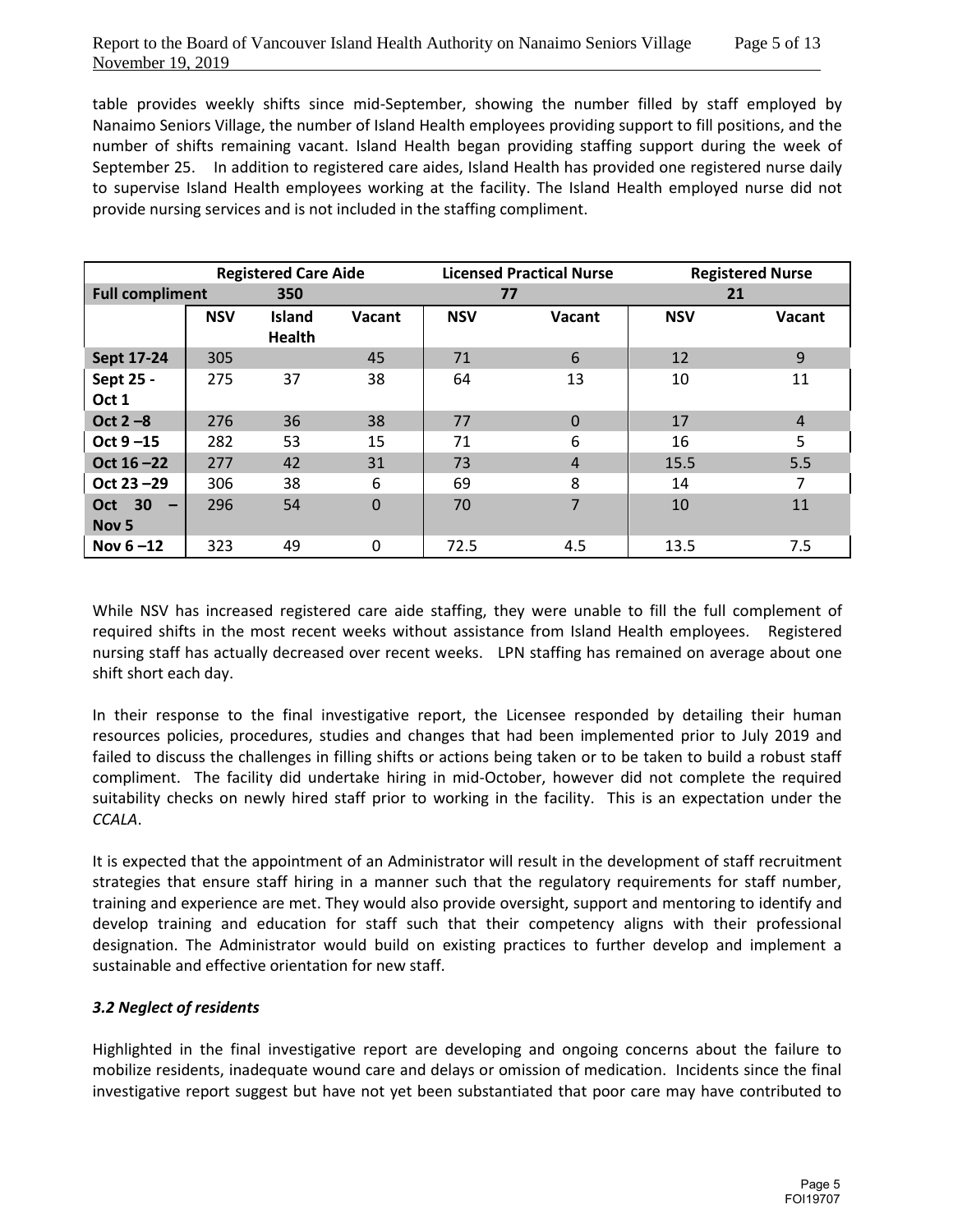table provides weekly shifts since mid-September, showing the number filled by staff employed by Nanaimo Seniors Village, the number of Island Health employees providing support to fill positions, and the number of shifts remaining vacant. Island Health began providing staffing support during the week of September 25. In addition to registered care aides, Island Health has provided one registered nurse daily to supervise Island Health employees working at the facility. The Island Health employed nurse did not provide nursing services and is not included in the staffing compliment.

| | Registered Care Aide | | | Licensed Practical Nurse | | Registered Nurse | |
|---|---|---|---|---|---|---|---|
| **Full compliment** | 350 | | | 77 | | 21 | |
| | **NSV** | **Island Health** | **Vacant** | **NSV** | **Vacant** | **NSV** | **Vacant** |
| **Sept 17-24** | 305 | | 45 | 71 | 6 | 12 | 9 |
| **Sept 25 - Oct 1** | 275 | 37 | 38 | 64 | 13 | 10 | 11 |
| **Oct 2 –8** | 276 | 36 | 38 | 77 | 0 | 17 | 4 |
| **Oct 9 –15** | 282 | 53 | 15 | 71 | 6 | 16 | 5 |
| **Oct 16 –22** | 277 | 42 | 31 | 73 | 4 | 15.5 | 5.5 |
| **Oct 23 –29** | 306 | 38 | 6 | 69 | 8 | 14 | 7 |
| **Oct 30 – Nov 5** | 296 | 54 | 0 | 70 | 7 | 10 | 11 |
| **Nov 6 –12** | 323 | 49 | 0 | 72.5 | 4.5 | 13.5 | 7.5 |

While NSV has increased registered care aide staffing, they were unable to fill the full complement of required shifts in the most recent weeks without assistance from Island Health employees. Registered nursing staff has actually decreased over recent weeks. LPN staffing has remained on average about one shift short each day.

In their response to the final investigative report, the Licensee responded by detailing their human resources policies, procedures, studies and changes that had been implemented prior to July 2019 and failed to discuss the challenges in filling shifts or actions being taken or to be taken to build a robust staff compliment. The facility did undertake hiring in mid-October, however did not complete the required suitability checks on newly hired staff prior to working in the facility. This is an expectation under the *CCALA*.

It is expected that the appointment of an Administrator will result in the development of staff recruitment strategies that ensure staff hiring in a manner such that the regulatory requirements for staff number, training and experience are met. They would also provide oversight, support and mentoring to identify and develop training and education for staff such that their competency aligns with their professional designation. The Administrator would build on existing practices to further develop and implement a sustainable and effective orientation for new staff.

### *3.2 Neglect of residents*

Highlighted in the final investigative report are developing and ongoing concerns about the failure to mobilize residents, inadequate wound care and delays or omission of medication. Incidents since the final investigative report suggest but have not yet been substantiated that poor care may have contributed to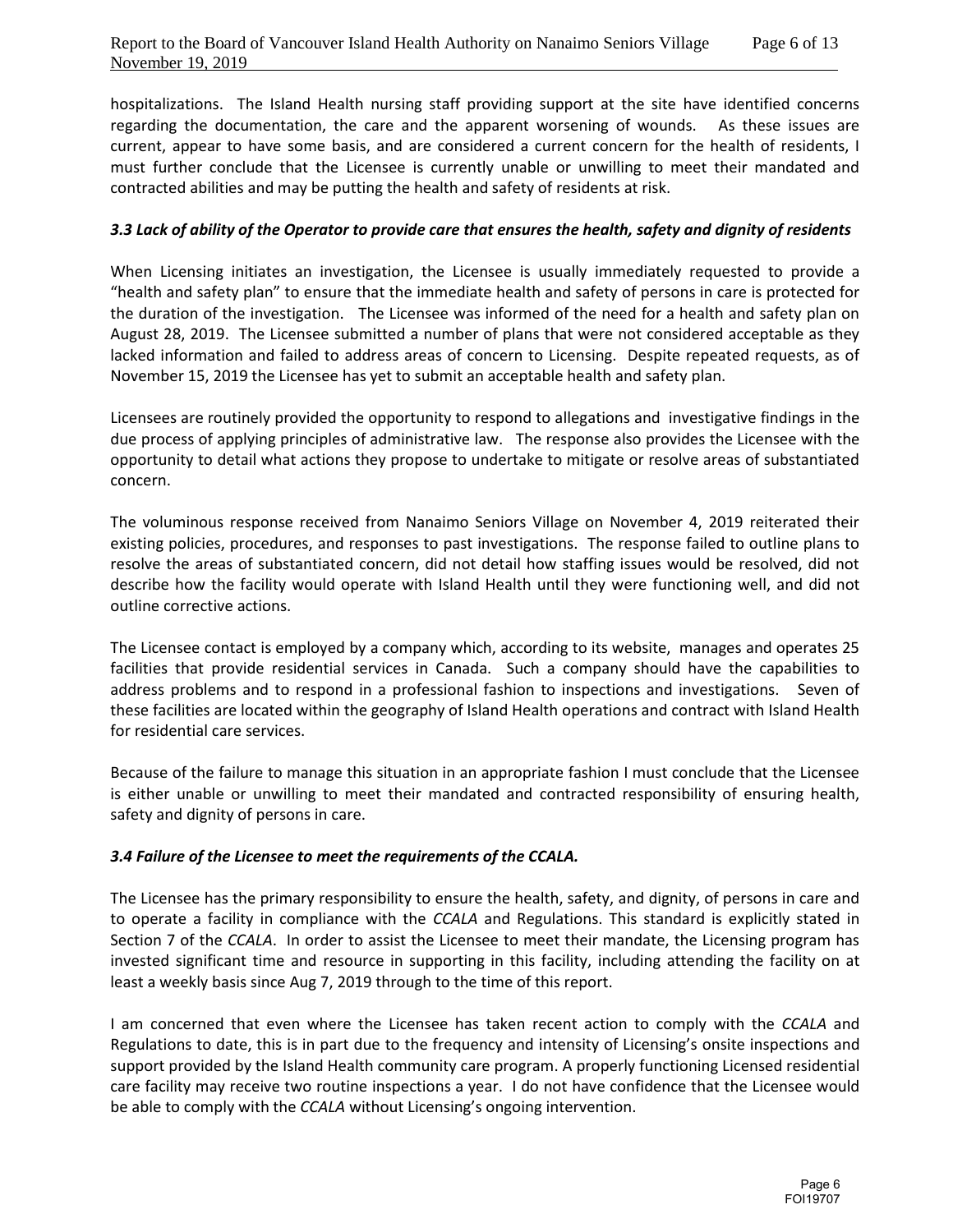hospitalizations. The Island Health nursing staff providing support at the site have identified concerns regarding the documentation, the care and the apparent worsening of wounds. As these issues are current, appear to have some basis, and are considered a current concern for the health of residents, I must further conclude that the Licensee is currently unable or unwilling to meet their mandated and contracted abilities and may be putting the health and safety of residents at risk.

### *3.3 Lack of ability of the Operator to provide care that ensures the health, safety and dignity of residents*

When Licensing initiates an investigation, the Licensee is usually immediately requested to provide a "health and safety plan" to ensure that the immediate health and safety of persons in care is protected for the duration of the investigation. The Licensee was informed of the need for a health and safety plan on August 28, 2019. The Licensee submitted a number of plans that were not considered acceptable as they lacked information and failed to address areas of concern to Licensing. Despite repeated requests, as of November 15, 2019 the Licensee has yet to submit an acceptable health and safety plan.

Licensees are routinely provided the opportunity to respond to allegations and investigative findings in the due process of applying principles of administrative law. The response also provides the Licensee with the opportunity to detail what actions they propose to undertake to mitigate or resolve areas of substantiated concern.

The voluminous response received from Nanaimo Seniors Village on November 4, 2019 reiterated their existing policies, procedures, and responses to past investigations. The response failed to outline plans to resolve the areas of substantiated concern, did not detail how staffing issues would be resolved, did not describe how the facility would operate with Island Health until they were functioning well, and did not outline corrective actions.

The Licensee contact is employed by a company which, according to its website, manages and operates 25 facilities that provide residential services in Canada. Such a company should have the capabilities to address problems and to respond in a professional fashion to inspections and investigations. Seven of these facilities are located within the geography of Island Health operations and contract with Island Health for residential care services.

Because of the failure to manage this situation in an appropriate fashion I must conclude that the Licensee is either unable or unwilling to meet their mandated and contracted responsibility of ensuring health, safety and dignity of persons in care.

### *3.4 Failure of the Licensee to meet the requirements of the CCALA.*

The Licensee has the primary responsibility to ensure the health, safety, and dignity, of persons in care and to operate a facility in compliance with the *CCALA* and Regulations. This standard is explicitly stated in Section 7 of the *CCALA*. In order to assist the Licensee to meet their mandate, the Licensing program has invested significant time and resource in supporting in this facility, including attending the facility on at least a weekly basis since Aug 7, 2019 through to the time of this report.

I am concerned that even where the Licensee has taken recent action to comply with the *CCALA* and Regulations to date, this is in part due to the frequency and intensity of Licensing's onsite inspections and support provided by the Island Health community care program. A properly functioning Licensed residential care facility may receive two routine inspections a year. I do not have confidence that the Licensee would be able to comply with the *CCALA* without Licensing's ongoing intervention.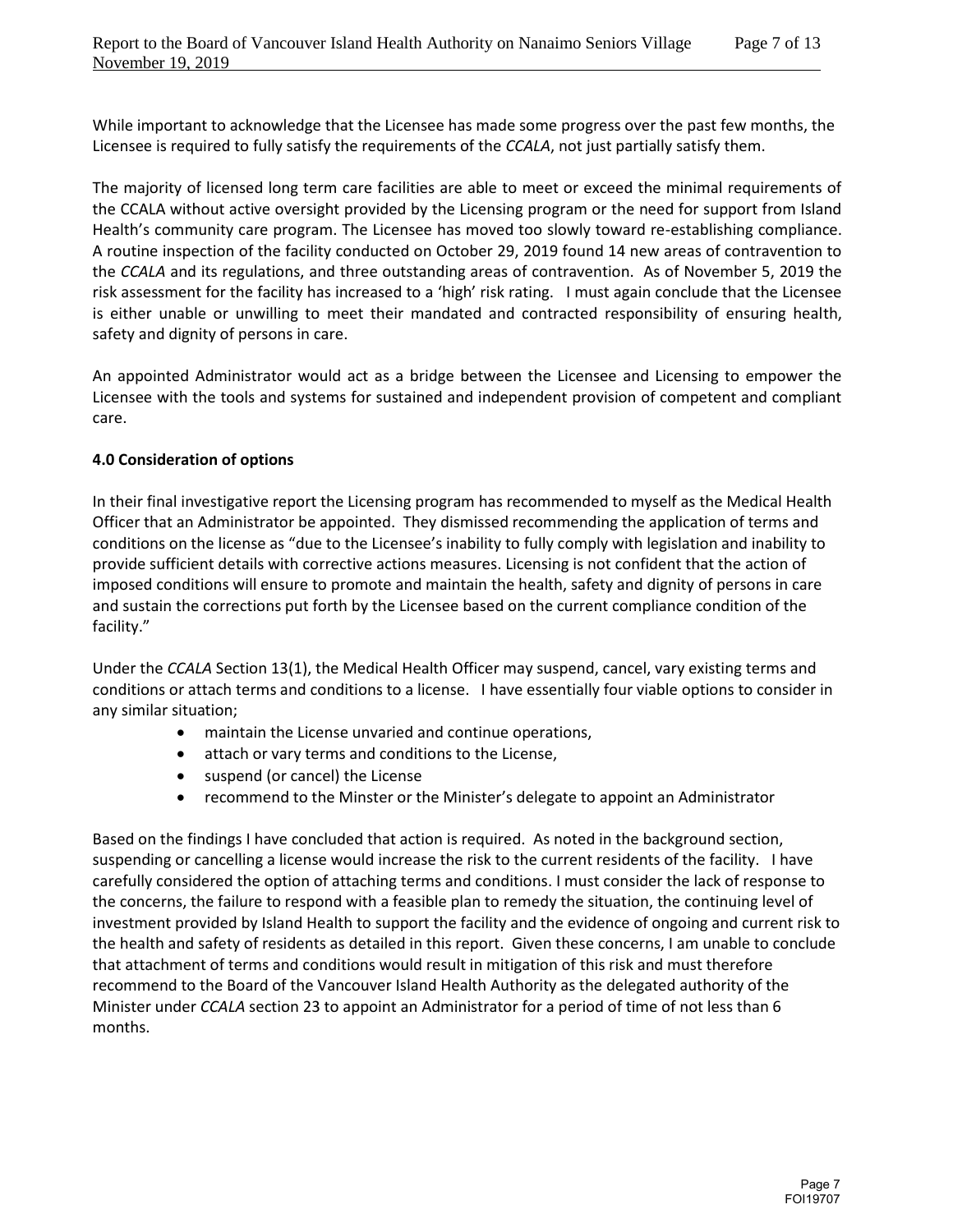While important to acknowledge that the Licensee has made some progress over the past few months, the Licensee is required to fully satisfy the requirements of the *CCALA*, not just partially satisfy them.

The majority of licensed long term care facilities are able to meet or exceed the minimal requirements of the CCALA without active oversight provided by the Licensing program or the need for support from Island Health's community care program. The Licensee has moved too slowly toward re-establishing compliance. A routine inspection of the facility conducted on October 29, 2019 found 14 new areas of contravention to the *CCALA* and its regulations, and three outstanding areas of contravention. As of November 5, 2019 the risk assessment for the facility has increased to a 'high' risk rating. I must again conclude that the Licensee is either unable or unwilling to meet their mandated and contracted responsibility of ensuring health, safety and dignity of persons in care.

An appointed Administrator would act as a bridge between the Licensee and Licensing to empower the Licensee with the tools and systems for sustained and independent provision of competent and compliant care.

**4.0 Consideration of options**

In their final investigative report the Licensing program has recommended to myself as the Medical Health Officer that an Administrator be appointed. They dismissed recommending the application of terms and conditions on the license as "due to the Licensee's inability to fully comply with legislation and inability to provide sufficient details with corrective actions measures. Licensing is not confident that the action of imposed conditions will ensure to promote and maintain the health, safety and dignity of persons in care and sustain the corrections put forth by the Licensee based on the current compliance condition of the facility."

Under the *CCALA* Section 13(1), the Medical Health Officer may suspend, cancel, vary existing terms and conditions or attach terms and conditions to a license. I have essentially four viable options to consider in any similar situation;

- maintain the License unvaried and continue operations,
- attach or vary terms and conditions to the License,
- suspend (or cancel) the License
- recommend to the Minster or the Minister's delegate to appoint an Administrator

Based on the findings I have concluded that action is required. As noted in the background section, suspending or cancelling a license would increase the risk to the current residents of the facility. I have carefully considered the option of attaching terms and conditions. I must consider the lack of response to the concerns, the failure to respond with a feasible plan to remedy the situation, the continuing level of investment provided by Island Health to support the facility and the evidence of ongoing and current risk to the health and safety of residents as detailed in this report. Given these concerns, I am unable to conclude that attachment of terms and conditions would result in mitigation of this risk and must therefore recommend to the Board of the Vancouver Island Health Authority as the delegated authority of the Minister under *CCALA* section 23 to appoint an Administrator for a period of time of not less than 6 months.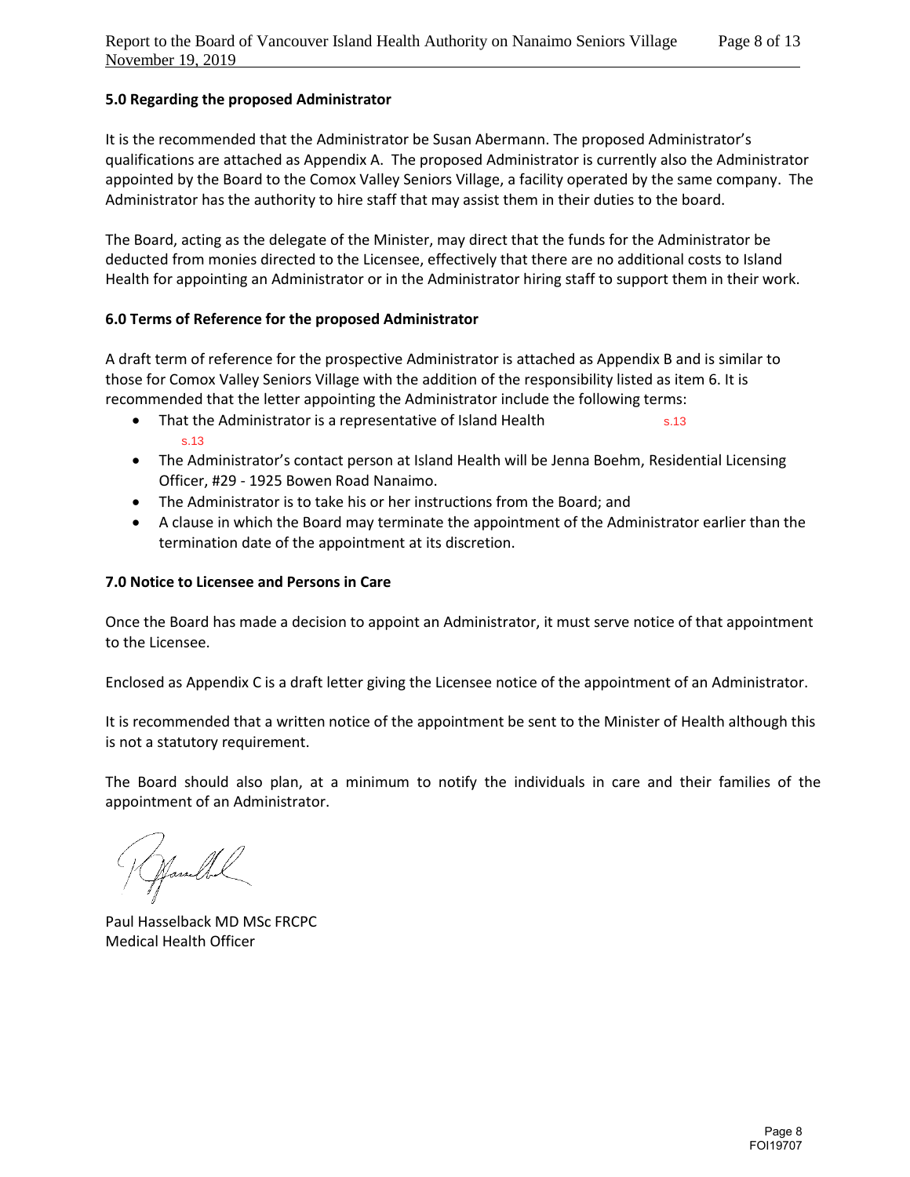### 5.0 Regarding the proposed Administrator

It is the recommended that the Administrator be Susan Abermann. The proposed Administrator's qualifications are attached as Appendix A. The proposed Administrator is currently also the Administrator appointed by the Board to the Comox Valley Seniors Village, a facility operated by the same company. The Administrator has the authority to hire staff that may assist them in their duties to the board.

The Board, acting as the delegate of the Minister, may direct that the funds for the Administrator be deducted from monies directed to the Licensee, effectively that there are no additional costs to Island Health for appointing an Administrator or in the Administrator hiring staff to support them in their work.

### 6.0 Terms of Reference for the proposed Administrator

A draft term of reference for the prospective Administrator is attached as Appendix B and is similar to those for Comox Valley Seniors Village with the addition of the responsibility listed as item 6. It is recommended that the letter appointing the Administrator include the following terms:

- That the Administrator is a representative of Island Health s.13 s.13
- The Administrator's contact person at Island Health will be Jenna Boehm, Residential Licensing Officer, #29 - 1925 Bowen Road Nanaimo.
- The Administrator is to take his or her instructions from the Board; and
- A clause in which the Board may terminate the appointment of the Administrator earlier than the termination date of the appointment at its discretion.

### 7.0 Notice to Licensee and Persons in Care

Once the Board has made a decision to appoint an Administrator, it must serve notice of that appointment to the Licensee.

Enclosed as Appendix C is a draft letter giving the Licensee notice of the appointment of an Administrator.

It is recommended that a written notice of the appointment be sent to the Minister of Health although this is not a statutory requirement.

The Board should also plan, at a minimum to notify the individuals in care and their families of the appointment of an Administrator.

Paul Hasselback MD MSc FRCPC
Medical Health Officer

FOI19707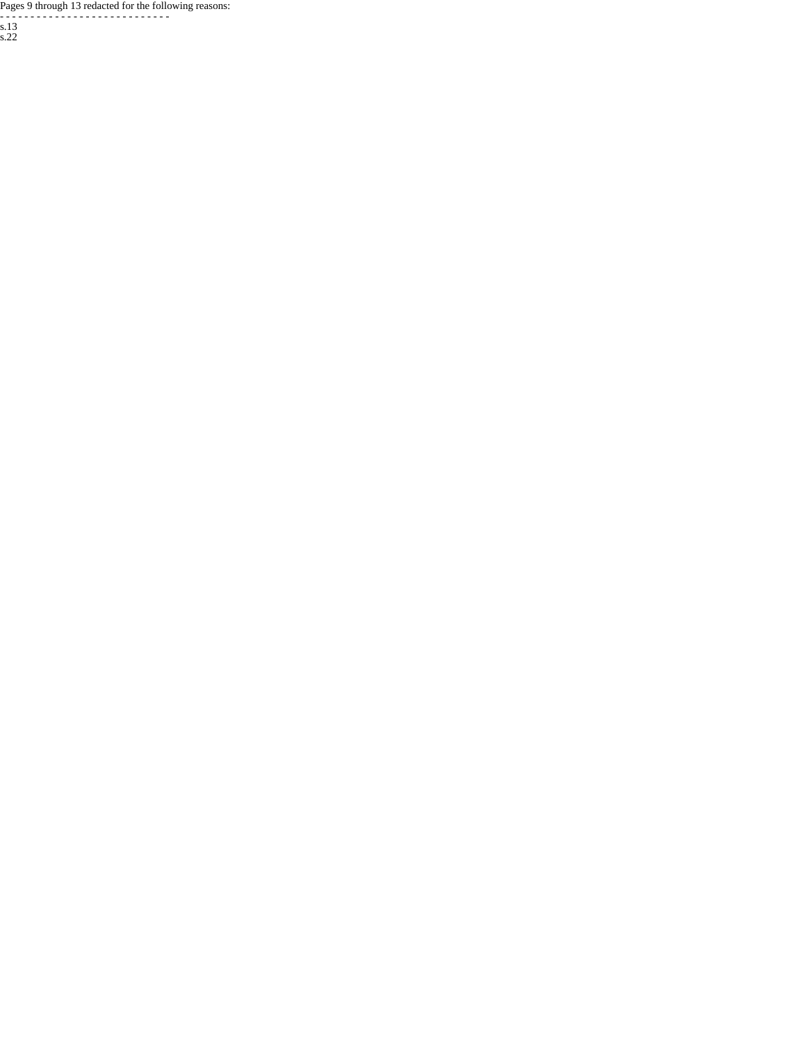Pages 9 through 13 redacted for the following reasons:

- - - - - - - - - - - - - - - - - - - - - - - - - - - -

s.13
s.22